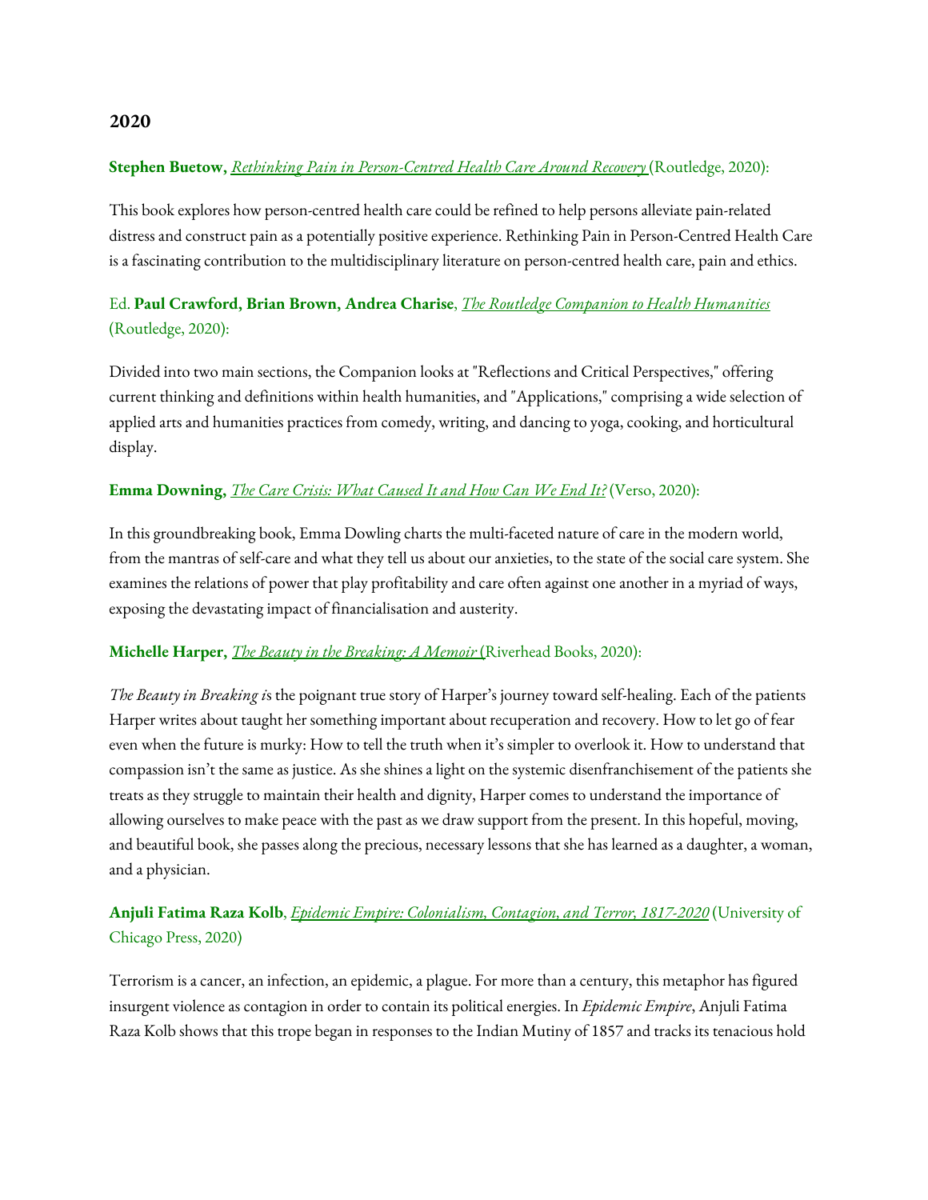## 2020

**Stephen Buetow,** *Rethinking Pain in Person-Centred Health Care Around Recovery* (Routledge, 2020):

This book explores how person-centred health care could be refined to help persons alleviate pain-related distress and construct pain as a potentially positive experience. Rethinking Pain in Person-Centred Health Care is a fascinating contribution to the multidisciplinary literature on person-centred health care, pain and ethics.

Ed. **Paul Crawford, Brian Brown, Andrea Charise**, *The Routledge Companion to Health Humanities* (Routledge, 2020):

Divided into two main sections, the Companion looks at "Reflections and Critical Perspectives," offering current thinking and definitions within health humanities, and "Applications," comprising a wide selection of applied arts and humanities practices from comedy, writing, and dancing to yoga, cooking, and horticultural display.

**Emma Downing,** *The Care Crisis: What Caused It and How Can We End It?* (Verso, 2020):

In this groundbreaking book, Emma Dowling charts the multi-faceted nature of care in the modern world, from the mantras of self-care and what they tell us about our anxieties, to the state of the social care system. She examines the relations of power that play profitability and care often against one another in a myriad of ways, exposing the devastating impact of financialisation and austerity.

**Michelle Harper,** *The Beauty in the Breaking: A Memoir* (Riverhead Books, 2020):

*The Beauty in Breaking i*s the poignant true story of Harper's journey toward self-healing. Each of the patients Harper writes about taught her something important about recuperation and recovery. How to let go of fear even when the future is murky: How to tell the truth when it's simpler to overlook it. How to understand that compassion isn't the same as justice. As she shines a light on the systemic disenfranchisement of the patients she treats as they struggle to maintain their health and dignity, Harper comes to understand the importance of allowing ourselves to make peace with the past as we draw support from the present. In this hopeful, moving, and beautiful book, she passes along the precious, necessary lessons that she has learned as a daughter, a woman, and a physician.

**Anjuli Fatima Raza Kolb**, *Epidemic Empire: Colonialism, Contagion, and Terror, 1817-2020* (University of Chicago Press, 2020)

Terrorism is a cancer, an infection, an epidemic, a plague. For more than a century, this metaphor has figured insurgent violence as contagion in order to contain its political energies. In *Epidemic Empire*, Anjuli Fatima Raza Kolb shows that this trope began in responses to the Indian Mutiny of 1857 and tracks its tenacious hold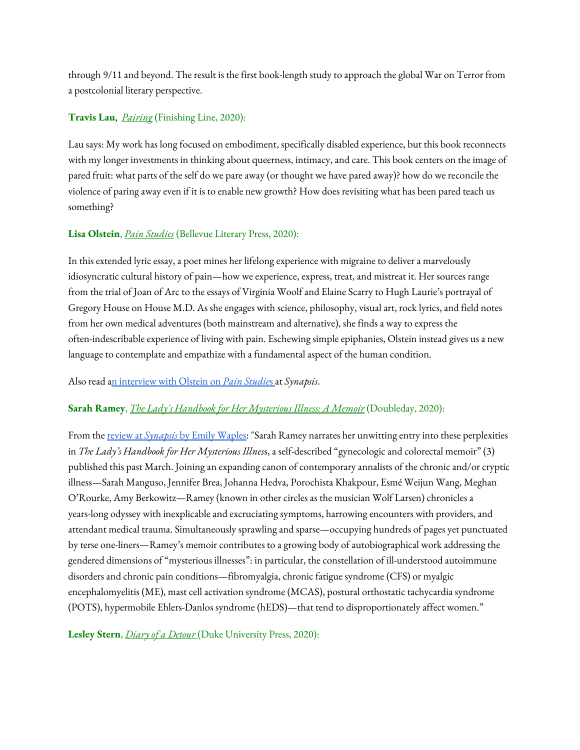through 9/11 and beyond. The result is the first book-length study to approach the global War on Terror from a postcolonial literary perspective.

**Travis Lau**, *Pairing* (Finishing Line, 2020):

Lau says: My work has long focused on embodiment, specifically disabled experience, but this book reconnects with my longer investments in thinking about queerness, intimacy, and care. This book centers on the image of pared fruit: what parts of the self do we pare away (or thought we have pared away)? how do we reconcile the violence of paring away even if it is to enable new growth? How does revisiting what has been pared teach us something?

**Lisa Olstein**, *Pain Studies* (Bellevue Literary Press, 2020):

In this extended lyric essay, a poet mines her lifelong experience with migraine to deliver a marvelously idiosyncratic cultural history of pain—how we experience, express, treat, and mistreat it. Her sources range from the trial of Joan of Arc to the essays of Virginia Woolf and Elaine Scarry to Hugh Laurie's portrayal of Gregory House on House M.D. As she engages with science, philosophy, visual art, rock lyrics, and field notes from her own medical adventures (both mainstream and alternative), she finds a way to express the often-indescribable experience of living with pain. Eschewing simple epiphanies, Olstein instead gives us a new language to contemplate and empathize with a fundamental aspect of the human condition.

Also read an interview with Olstein on *Pain Studies* at *Synapsis*.

**Sarah Ramey**, *The Lady's Handbook for Her Mysterious Illness: A Memoir* (Doubleday, 2020):

From the review at *Synapsis* by Emily Waples: "Sarah Ramey narrates her unwitting entry into these perplexities in *The Lady's Handbook for Her Mysterious Illness*, a self-described "gynecologic and colorectal memoir" (3) published this past March. Joining an expanding canon of contemporary annalists of the chronic and/or cryptic illness—Sarah Manguso, Jennifer Brea, Johanna Hedva, Porochista Khakpour, Esmé Weijun Wang, Meghan O'Rourke, Amy Berkowitz—Ramey (known in other circles as the musician Wolf Larsen) chronicles a years-long odyssey with inexplicable and excruciating symptoms, harrowing encounters with providers, and attendant medical trauma. Simultaneously sprawling and sparse—occupying hundreds of pages yet punctuated by terse one-liners—Ramey's memoir contributes to a growing body of autobiographical work addressing the gendered dimensions of "mysterious illnesses": in particular, the constellation of ill-understood autoimmune disorders and chronic pain conditions—fibromyalgia, chronic fatigue syndrome (CFS) or myalgic encephalomyelitis (ME), mast cell activation syndrome (MCAS), postural orthostatic tachycardia syndrome (POTS), hypermobile Ehlers-Danlos syndrome (hEDS)—that tend to disproportionately affect women."

**Lesley Stern**, *Diary of a Detour* (Duke University Press, 2020):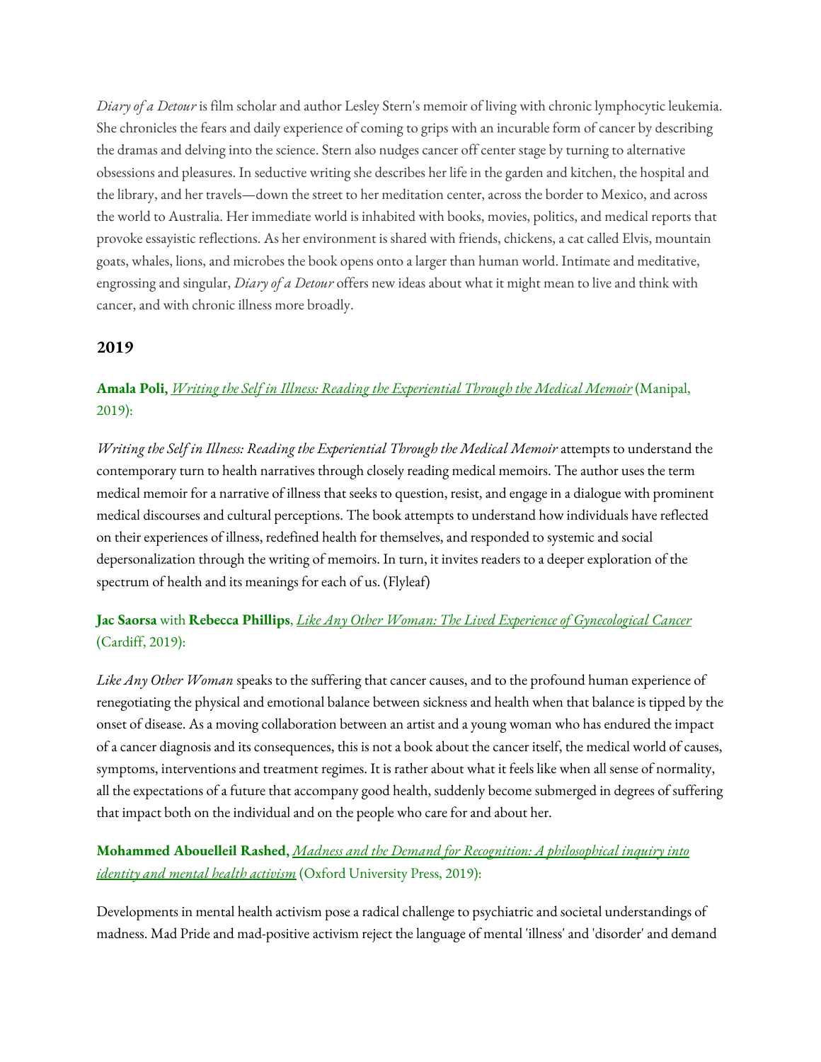*Diary of a Detour* is film scholar and author Lesley Stern's memoir of living with chronic lymphocytic leukemia. She chronicles the fears and daily experience of coming to grips with an incurable form of cancer by describing the dramas and delving into the science. Stern also nudges cancer off center stage by turning to alternative obsessions and pleasures. In seductive writing she describes her life in the garden and kitchen, the hospital and the library, and her travels—down the street to her meditation center, across the border to Mexico, and across the world to Australia. Her immediate world is inhabited with books, movies, politics, and medical reports that provoke essayistic reflections. As her environment is shared with friends, chickens, a cat called Elvis, mountain goats, whales, lions, and microbes the book opens onto a larger than human world. Intimate and meditative, engrossing and singular, *Diary of a Detour* offers new ideas about what it might mean to live and think with cancer, and with chronic illness more broadly.

## 2019

**Amala Poli,** *Writing the Self in Illness: Reading the Experiential Through the Medical Memoir* (Manipal, 2019):

*Writing the Self in Illness: Reading the Experiential Through the Medical Memoir* attempts to understand the contemporary turn to health narratives through closely reading medical memoirs. The author uses the term medical memoir for a narrative of illness that seeks to question, resist, and engage in a dialogue with prominent medical discourses and cultural perceptions. The book attempts to understand how individuals have reflected on their experiences of illness, redefined health for themselves, and responded to systemic and social depersonalization through the writing of memoirs. In turn, it invites readers to a deeper exploration of the spectrum of health and its meanings for each of us. (Flyleaf)

**Jac Saorsa** with **Rebecca Phillips**, *Like Any Other Woman: The Lived Experience of Gynecological Cancer* (Cardiff, 2019):

*Like Any Other Woman* speaks to the suffering that cancer causes, and to the profound human experience of renegotiating the physical and emotional balance between sickness and health when that balance is tipped by the onset of disease. As a moving collaboration between an artist and a young woman who has endured the impact of a cancer diagnosis and its consequences, this is not a book about the cancer itself, the medical world of causes, symptoms, interventions and treatment regimes. It is rather about what it feels like when all sense of normality, all the expectations of a future that accompany good health, suddenly become submerged in degrees of suffering that impact both on the individual and on the people who care for and about her.

**Mohammed Abouelleil Rashed,** *Madness and the Demand for Recognition: A philosophical inquiry into identity and mental health activism* (Oxford University Press, 2019):

Developments in mental health activism pose a radical challenge to psychiatric and societal understandings of madness. Mad Pride and mad-positive activism reject the language of mental 'illness' and 'disorder' and demand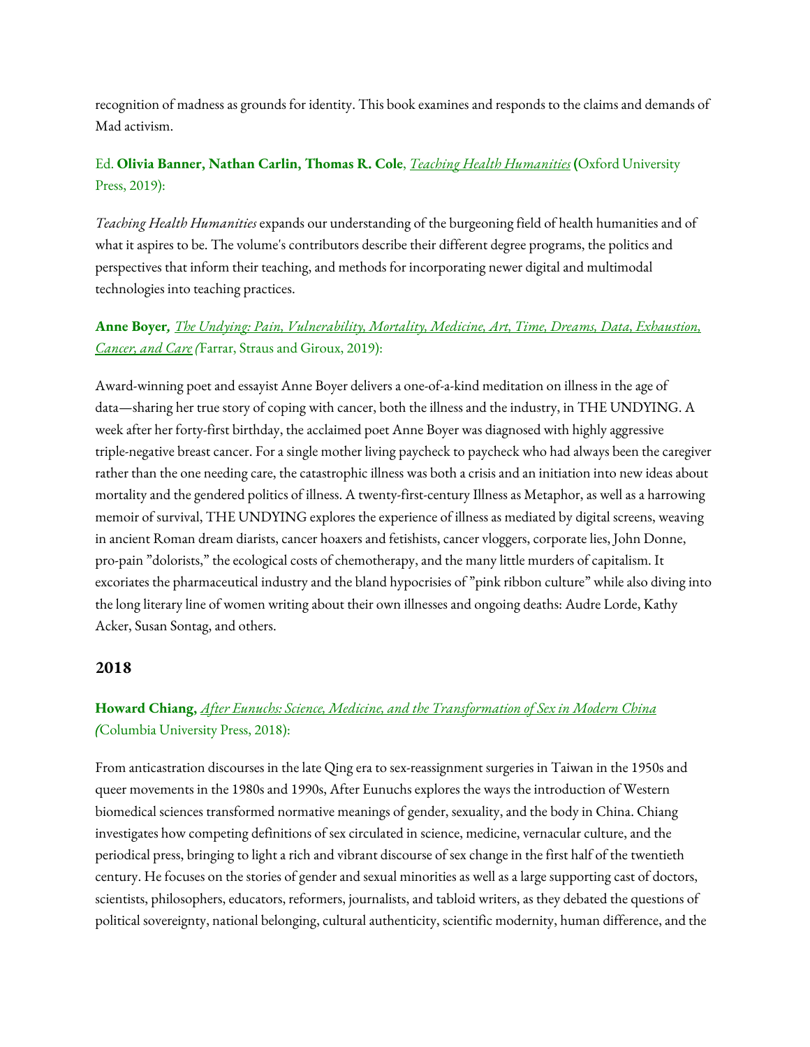recognition of madness as grounds for identity. This book examines and responds to the claims and demands of Mad activism.

Ed. **Olivia Banner, Nathan Carlin, Thomas R. Cole**, *Teaching Health Humanities* **(**Oxford University Press, 2019):

*Teaching Health Humanities* expands our understanding of the burgeoning field of health humanities and of what it aspires to be. The volume's contributors describe their different degree programs, the politics and perspectives that inform their teaching, and methods for incorporating newer digital and multimodal technologies into teaching practices.

**Anne Boyer,** *The Undying: Pain, Vulnerability, Mortality, Medicine, Art, Time, Dreams, Data, Exhaustion, Cancer, and Care (*Farrar, Straus and Giroux, 2019):

Award-winning poet and essayist Anne Boyer delivers a one-of-a-kind meditation on illness in the age of data—sharing her true story of coping with cancer, both the illness and the industry, in THE UNDYING. A week after her forty-first birthday, the acclaimed poet Anne Boyer was diagnosed with highly aggressive triple-negative breast cancer. For a single mother living paycheck to paycheck who had always been the caregiver rather than the one needing care, the catastrophic illness was both a crisis and an initiation into new ideas about mortality and the gendered politics of illness. A twenty-first-century Illness as Metaphor, as well as a harrowing memoir of survival, THE UNDYING explores the experience of illness as mediated by digital screens, weaving in ancient Roman dream diarists, cancer hoaxers and fetishists, cancer vloggers, corporate lies, John Donne, pro-pain "dolorists," the ecological costs of chemotherapy, and the many little murders of capitalism. It excoriates the pharmaceutical industry and the bland hypocrisies of "pink ribbon culture" while also diving into the long literary line of women writing about their own illnesses and ongoing deaths: Audre Lorde, Kathy Acker, Susan Sontag, and others.

## 2018

**Howard Chiang,** *After Eunuchs: Science, Medicine, and the Transformation of Sex in Modern China (*Columbia University Press, 2018):

From anticastration discourses in the late Qing era to sex-reassignment surgeries in Taiwan in the 1950s and queer movements in the 1980s and 1990s, After Eunuchs explores the ways the introduction of Western biomedical sciences transformed normative meanings of gender, sexuality, and the body in China. Chiang investigates how competing definitions of sex circulated in science, medicine, vernacular culture, and the periodical press, bringing to light a rich and vibrant discourse of sex change in the first half of the twentieth century. He focuses on the stories of gender and sexual minorities as well as a large supporting cast of doctors, scientists, philosophers, educators, reformers, journalists, and tabloid writers, as they debated the questions of political sovereignty, national belonging, cultural authenticity, scientific modernity, human difference, and the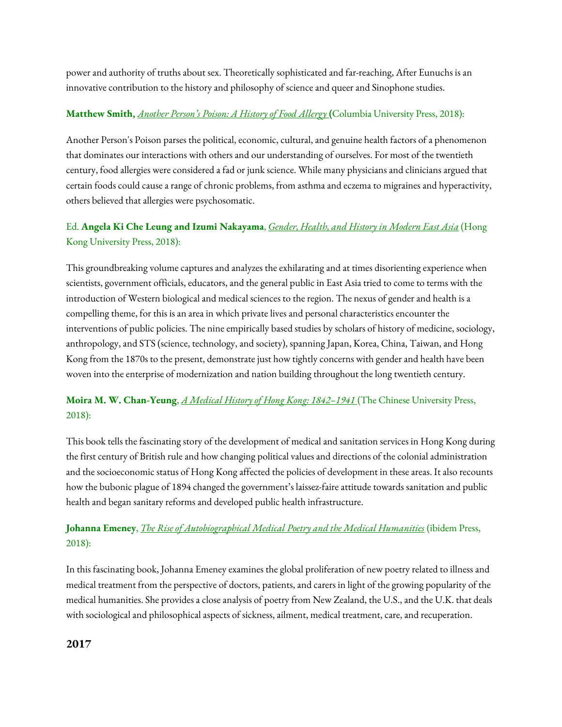power and authority of truths about sex. Theoretically sophisticated and far-reaching, After Eunuchs is an innovative contribution to the history and philosophy of science and queer and Sinophone studies.

**Matthew Smith,** *Another Person's Poison: A History of Food Allergy* (Columbia University Press, 2018):

Another Person's Poison parses the political, economic, cultural, and genuine health factors of a phenomenon that dominates our interactions with others and our understanding of ourselves. For most of the twentieth century, food allergies were considered a fad or junk science. While many physicians and clinicians argued that certain foods could cause a range of chronic problems, from asthma and eczema to migraines and hyperactivity, others believed that allergies were psychosomatic.

Ed. **Angela Ki Che Leung and Izumi Nakayama**, *Gender, Health, and History in Modern East Asia* (Hong Kong University Press, 2018):

This groundbreaking volume captures and analyzes the exhilarating and at times disorienting experience when scientists, government officials, educators, and the general public in East Asia tried to come to terms with the introduction of Western biological and medical sciences to the region. The nexus of gender and health is a compelling theme, for this is an area in which private lives and personal characteristics encounter the interventions of public policies. The nine empirically based studies by scholars of history of medicine, sociology, anthropology, and STS (science, technology, and society), spanning Japan, Korea, China, Taiwan, and Hong Kong from the 1870s to the present, demonstrate just how tightly concerns with gender and health have been woven into the enterprise of modernization and nation building throughout the long twentieth century.

**Moira M. W. Chan-Yeung**, *A Medical History of Hong Kong: 1842–1941* (The Chinese University Press, 2018):

This book tells the fascinating story of the development of medical and sanitation services in Hong Kong during the first century of British rule and how changing political values and directions of the colonial administration and the socioeconomic status of Hong Kong affected the policies of development in these areas. It also recounts how the bubonic plague of 1894 changed the government's laissez-faire attitude towards sanitation and public health and began sanitary reforms and developed public health infrastructure.

**Johanna Emeney**, *The Rise of Autobiographical Medical Poetry and the Medical Humanities* (ibidem Press, 2018):

In this fascinating book, Johanna Emeney examines the global proliferation of new poetry related to illness and medical treatment from the perspective of doctors, patients, and carers in light of the growing popularity of the medical humanities. She provides a close analysis of poetry from New Zealand, the U.S., and the U.K. that deals with sociological and philosophical aspects of sickness, ailment, medical treatment, care, and recuperation.

## 2017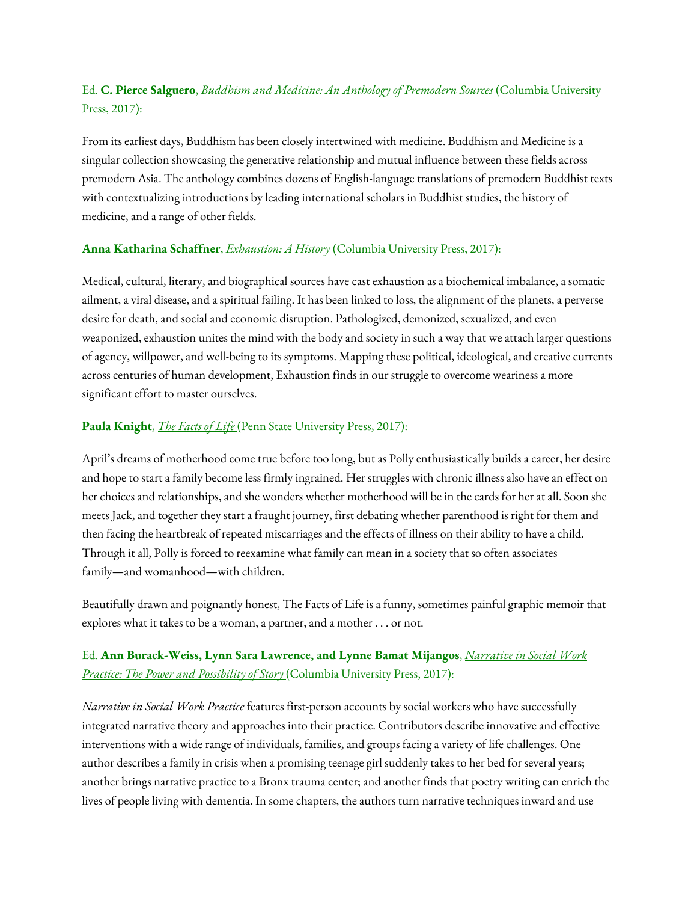Ed. **C. Pierce Salguero**, *Buddhism and Medicine: An Anthology of Premodern Sources* (Columbia University Press, 2017):

From its earliest days, Buddhism has been closely intertwined with medicine. Buddhism and Medicine is a singular collection showcasing the generative relationship and mutual influence between these fields across premodern Asia. The anthology combines dozens of English-language translations of premodern Buddhist texts with contextualizing introductions by leading international scholars in Buddhist studies, the history of medicine, and a range of other fields.

**Anna Katharina Schaffner**, *Exhaustion: A History* (Columbia University Press, 2017):

Medical, cultural, literary, and biographical sources have cast exhaustion as a biochemical imbalance, a somatic ailment, a viral disease, and a spiritual failing. It has been linked to loss, the alignment of the planets, a perverse desire for death, and social and economic disruption. Pathologized, demonized, sexualized, and even weaponized, exhaustion unites the mind with the body and society in such a way that we attach larger questions of agency, willpower, and well-being to its symptoms. Mapping these political, ideological, and creative currents across centuries of human development, Exhaustion finds in our struggle to overcome weariness a more significant effort to master ourselves.

**Paula Knight**, *The Facts of Life* (Penn State University Press, 2017):

April's dreams of motherhood come true before too long, but as Polly enthusiastically builds a career, her desire and hope to start a family become less firmly ingrained. Her struggles with chronic illness also have an effect on her choices and relationships, and she wonders whether motherhood will be in the cards for her at all. Soon she meets Jack, and together they start a fraught journey, first debating whether parenthood is right for them and then facing the heartbreak of repeated miscarriages and the effects of illness on their ability to have a child. Through it all, Polly is forced to reexamine what family can mean in a society that so often associates family—and womanhood—with children.

Beautifully drawn and poignantly honest, The Facts of Life is a funny, sometimes painful graphic memoir that explores what it takes to be a woman, a partner, and a mother . . . or not.

Ed. **Ann Burack-Weiss, Lynn Sara Lawrence, and Lynne Bamat Mijangos**, *Narrative in Social Work Practice: The Power and Possibility of Story* (Columbia University Press, 2017):

*Narrative in Social Work Practice* features first-person accounts by social workers who have successfully integrated narrative theory and approaches into their practice. Contributors describe innovative and effective interventions with a wide range of individuals, families, and groups facing a variety of life challenges. One author describes a family in crisis when a promising teenage girl suddenly takes to her bed for several years; another brings narrative practice to a Bronx trauma center; and another finds that poetry writing can enrich the lives of people living with dementia. In some chapters, the authors turn narrative techniques inward and use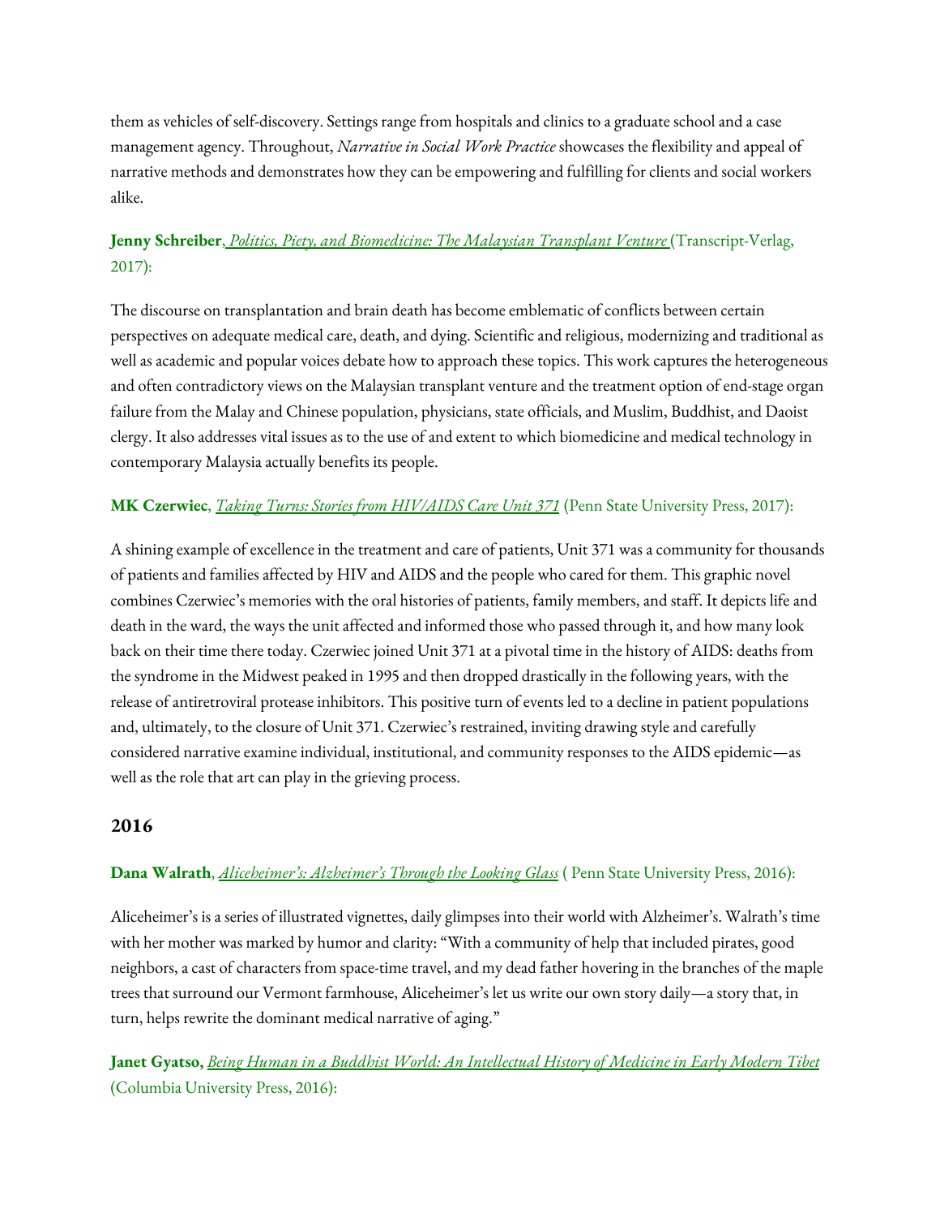them as vehicles of self-discovery. Settings range from hospitals and clinics to a graduate school and a case management agency. Throughout, *Narrative in Social Work Practice* showcases the flexibility and appeal of narrative methods and demonstrates how they can be empowering and fulfilling for clients and social workers alike.

**Jenny Schreiber**, *Politics, Piety, and Biomedicine: The Malaysian Transplant Venture* (Transcript-Verlag, 2017):

The discourse on transplantation and brain death has become emblematic of conflicts between certain perspectives on adequate medical care, death, and dying. Scientific and religious, modernizing and traditional as well as academic and popular voices debate how to approach these topics. This work captures the heterogeneous and often contradictory views on the Malaysian transplant venture and the treatment option of end-stage organ failure from the Malay and Chinese population, physicians, state officials, and Muslim, Buddhist, and Daoist clergy. It also addresses vital issues as to the use of and extent to which biomedicine and medical technology in contemporary Malaysia actually benefits its people.

**MK Czerwiec**, *Taking Turns: Stories from HIV/AIDS Care Unit 371* (Penn State University Press, 2017):

A shining example of excellence in the treatment and care of patients, Unit 371 was a community for thousands of patients and families affected by HIV and AIDS and the people who cared for them. This graphic novel combines Czerwiec's memories with the oral histories of patients, family members, and staff. It depicts life and death in the ward, the ways the unit affected and informed those who passed through it, and how many look back on their time there today. Czerwiec joined Unit 371 at a pivotal time in the history of AIDS: deaths from the syndrome in the Midwest peaked in 1995 and then dropped drastically in the following years, with the release of antiretroviral protease inhibitors. This positive turn of events led to a decline in patient populations and, ultimately, to the closure of Unit 371. Czerwiec's restrained, inviting drawing style and carefully considered narrative examine individual, institutional, and community responses to the AIDS epidemic—as well as the role that art can play in the grieving process.

## 2016

**Dana Walrath**, *Aliceheimer's: Alzheimer's Through the Looking Glass* ( Penn State University Press, 2016):

Aliceheimer's is a series of illustrated vignettes, daily glimpses into their world with Alzheimer's. Walrath's time with her mother was marked by humor and clarity: "With a community of help that included pirates, good neighbors, a cast of characters from space-time travel, and my dead father hovering in the branches of the maple trees that surround our Vermont farmhouse, Aliceheimer's let us write our own story daily—a story that, in turn, helps rewrite the dominant medical narrative of aging."

**Janet Gyatso,** *Being Human in a Buddhist World: An Intellectual History of Medicine in Early Modern Tibet* (Columbia University Press, 2016):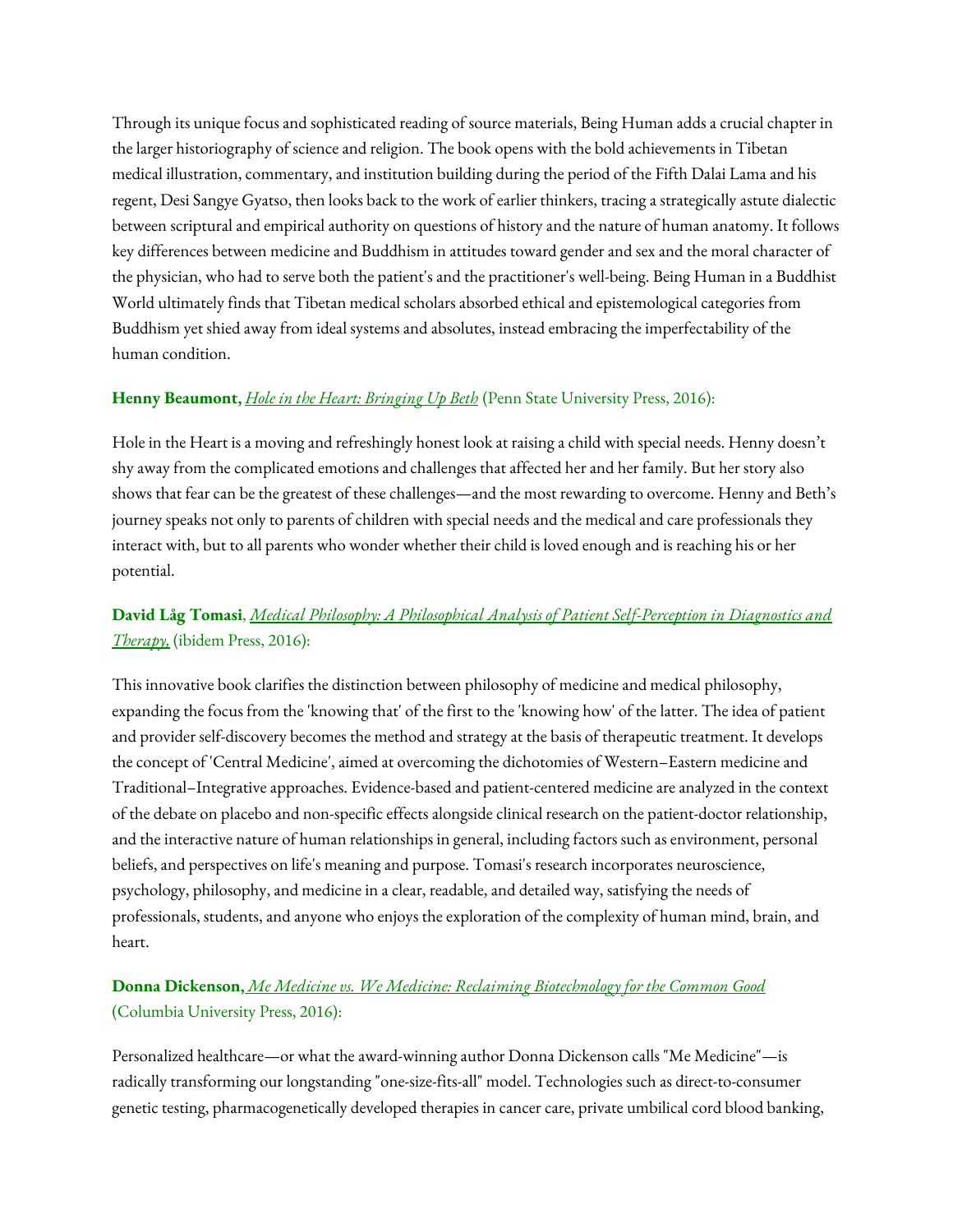Through its unique focus and sophisticated reading of source materials, Being Human adds a crucial chapter in the larger historiography of science and religion. The book opens with the bold achievements in Tibetan medical illustration, commentary, and institution building during the period of the Fifth Dalai Lama and his regent, Desi Sangye Gyatso, then looks back to the work of earlier thinkers, tracing a strategically astute dialectic between scriptural and empirical authority on questions of history and the nature of human anatomy. It follows key differences between medicine and Buddhism in attitudes toward gender and sex and the moral character of the physician, who had to serve both the patient's and the practitioner's well-being. Being Human in a Buddhist World ultimately finds that Tibetan medical scholars absorbed ethical and epistemological categories from Buddhism yet shied away from ideal systems and absolutes, instead embracing the imperfectability of the human condition.

**Henny Beaumont,** *Hole in the Heart: Bringing Up Beth* (Penn State University Press, 2016):

Hole in the Heart is a moving and refreshingly honest look at raising a child with special needs. Henny doesn't shy away from the complicated emotions and challenges that affected her and her family. But her story also shows that fear can be the greatest of these challenges—and the most rewarding to overcome. Henny and Beth's journey speaks not only to parents of children with special needs and the medical and care professionals they interact with, but to all parents who wonder whether their child is loved enough and is reaching his or her potential.

**David Låg Tomasi**, *Medical Philosophy: A Philosophical Analysis of Patient Self-Perception in Diagnostics and Therapy,* (ibidem Press, 2016):

This innovative book clarifies the distinction between philosophy of medicine and medical philosophy, expanding the focus from the 'knowing that' of the first to the 'knowing how' of the latter. The idea of patient and provider self-discovery becomes the method and strategy at the basis of therapeutic treatment. It develops the concept of 'Central Medicine', aimed at overcoming the dichotomies of Western–Eastern medicine and Traditional–Integrative approaches. Evidence-based and patient-centered medicine are analyzed in the context of the debate on placebo and non-specific effects alongside clinical research on the patient-doctor relationship, and the interactive nature of human relationships in general, including factors such as environment, personal beliefs, and perspectives on life's meaning and purpose. Tomasi's research incorporates neuroscience, psychology, philosophy, and medicine in a clear, readable, and detailed way, satisfying the needs of professionals, students, and anyone who enjoys the exploration of the complexity of human mind, brain, and heart.

**Donna Dickenson,** *Me Medicine vs. We Medicine: Reclaiming Biotechnology for the Common Good* (Columbia University Press, 2016):

Personalized healthcare—or what the award-winning author Donna Dickenson calls "Me Medicine"—is radically transforming our longstanding "one-size-fits-all" model. Technologies such as direct-to-consumer genetic testing, pharmacogenetically developed therapies in cancer care, private umbilical cord blood banking,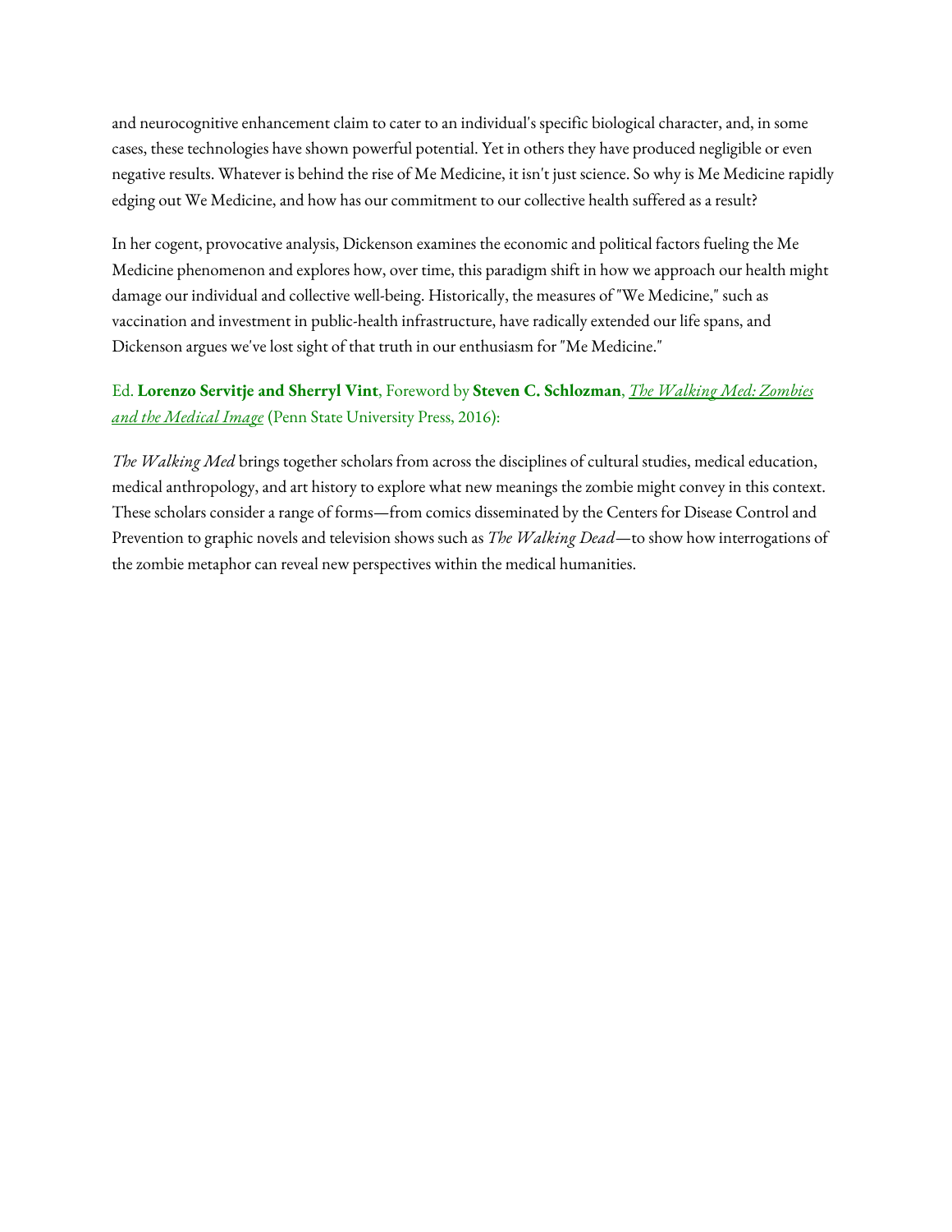and neurocognitive enhancement claim to cater to an individual's specific biological character, and, in some cases, these technologies have shown powerful potential. Yet in others they have produced negligible or even negative results. Whatever is behind the rise of Me Medicine, it isn't just science. So why is Me Medicine rapidly edging out We Medicine, and how has our commitment to our collective health suffered as a result?

In her cogent, provocative analysis, Dickenson examines the economic and political factors fueling the Me Medicine phenomenon and explores how, over time, this paradigm shift in how we approach our health might damage our individual and collective well-being. Historically, the measures of "We Medicine," such as vaccination and investment in public-health infrastructure, have radically extended our life spans, and Dickenson argues we've lost sight of that truth in our enthusiasm for "Me Medicine."

Ed. **Lorenzo Servitje and Sherryl Vint**, Foreword by **Steven C. Schlozman**, *The Walking Med: Zombies and the Medical Image* (Penn State University Press, 2016):

*The Walking Med* brings together scholars from across the disciplines of cultural studies, medical education, medical anthropology, and art history to explore what new meanings the zombie might convey in this context. These scholars consider a range of forms—from comics disseminated by the Centers for Disease Control and Prevention to graphic novels and television shows such as *The Walking Dead*—to show how interrogations of the zombie metaphor can reveal new perspectives within the medical humanities.